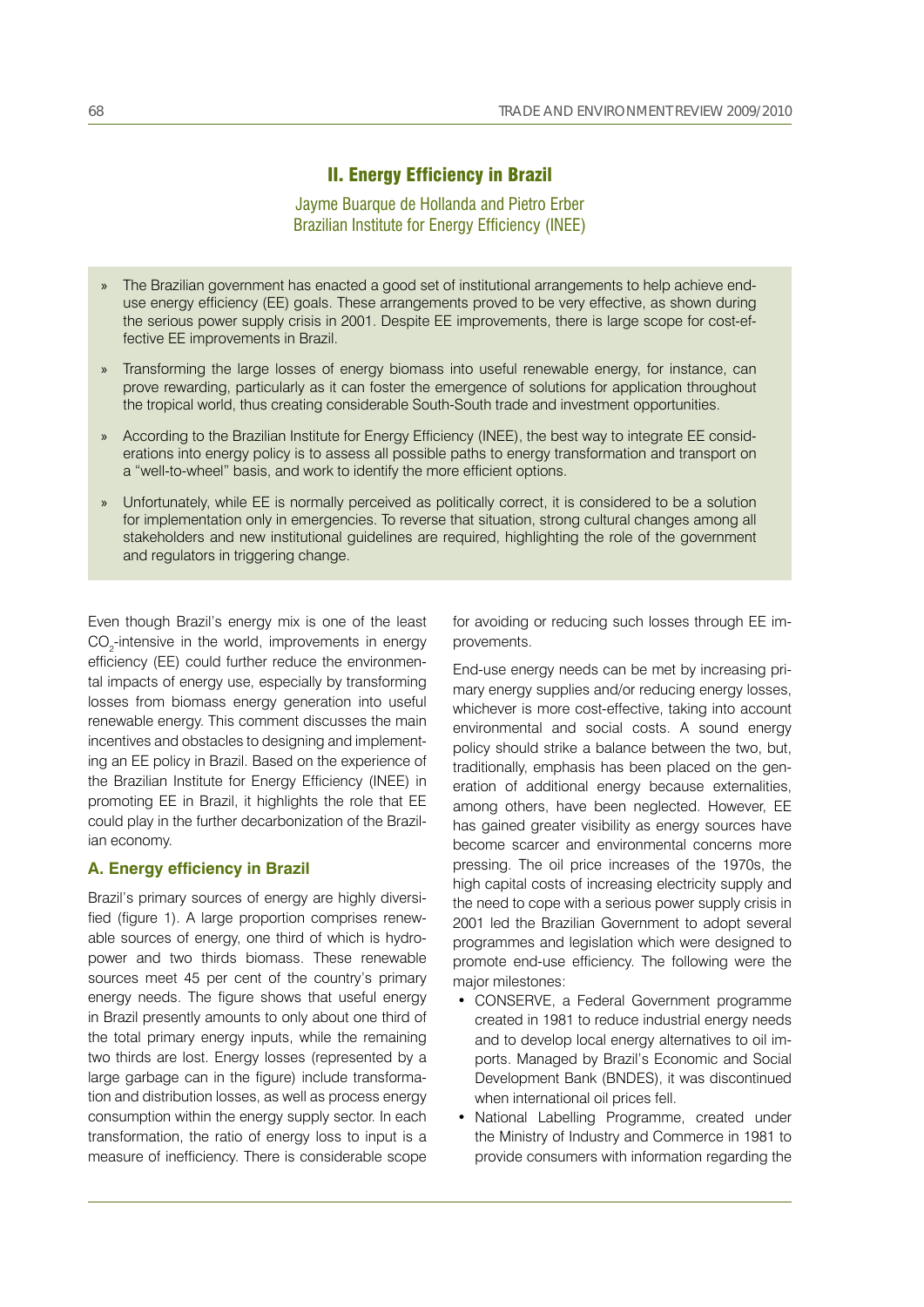## II. Energy Efficiency in Brazil

Jayme Buarque de Hollanda and Pietro Erber
Brazilian Institute for Energy Efficiency (INEE)

- The Brazilian government has enacted a good set of institutional arrangements to help achieve end-use energy efficiency (EE) goals. These arrangements proved to be very effective, as shown during the serious power supply crisis in 2001. Despite EE improvements, there is large scope for cost-effective EE improvements in Brazil.
- Transforming the large losses of energy biomass into useful renewable energy, for instance, can prove rewarding, particularly as it can foster the emergence of solutions for application throughout the tropical world, thus creating considerable South-South trade and investment opportunities.
- According to the Brazilian Institute for Energy Efficiency (INEE), the best way to integrate EE considerations into energy policy is to assess all possible paths to energy transformation and transport on a "well-to-wheel" basis, and work to identify the more efficient options.
- Unfortunately, while EE is normally perceived as politically correct, it is considered to be a solution for implementation only in emergencies. To reverse that situation, strong cultural changes among all stakeholders and new institutional guidelines are required, highlighting the role of the government and regulators in triggering change.

Even though Brazil's energy mix is one of the least $CO_2$-intensive in the world, improvements in energy efficiency (EE) could further reduce the environmental impacts of energy use, especially by transforming losses from biomass energy generation into useful renewable energy. This comment discusses the main incentives and obstacles to designing and implementing an EE policy in Brazil. Based on the experience of the Brazilian Institute for Energy Efficiency (INEE) in promoting EE in Brazil, it highlights the role that EE could play in the further decarbonization of the Brazilian economy.

### A. Energy efficiency in Brazil

Brazil's primary sources of energy are highly diversified (figure 1). A large proportion comprises renewable sources of energy, one third of which is hydropower and two thirds biomass. These renewable sources meet 45 per cent of the country's primary energy needs. The figure shows that useful energy in Brazil presently amounts to only about one third of the total primary energy inputs, while the remaining two thirds are lost. Energy losses (represented by a large garbage can in the figure) include transformation and distribution losses, as well as process energy consumption within the energy supply sector. In each transformation, the ratio of energy loss to input is a measure of inefficiency. There is considerable scope for avoiding or reducing such losses through EE improvements.

End-use energy needs can be met by increasing primary energy supplies and/or reducing energy losses, whichever is more cost-effective, taking into account environmental and social costs. A sound energy policy should strike a balance between the two, but, traditionally, emphasis has been placed on the generation of additional energy because externalities, among others, have been neglected. However, EE has gained greater visibility as energy sources have become scarcer and environmental concerns more pressing. The oil price increases of the 1970s, the high capital costs of increasing electricity supply and the need to cope with a serious power supply crisis in 2001 led the Brazilian Government to adopt several programmes and legislation which were designed to promote end-use efficiency. The following were the major milestones:

- CONSERVE, a Federal Government programme created in 1981 to reduce industrial energy needs and to develop local energy alternatives to oil imports. Managed by Brazil's Economic and Social Development Bank (BNDES), it was discontinued when international oil prices fell.
- National Labelling Programme, created under the Ministry of Industry and Commerce in 1981 to provide consumers with information regarding the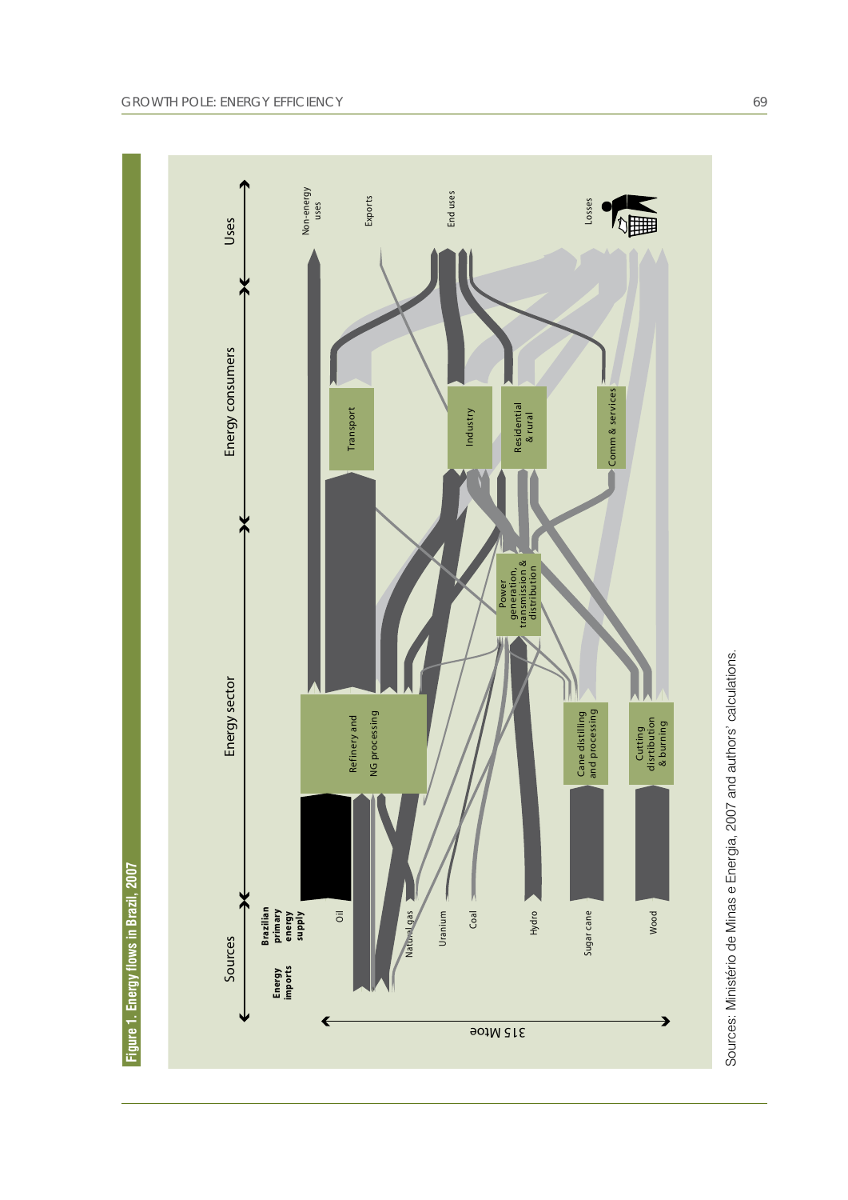**Figure 1. Energy flows in Brazil, 2007**

Sources: Ministério de Minas e Energia, 2007 and authors' calculations.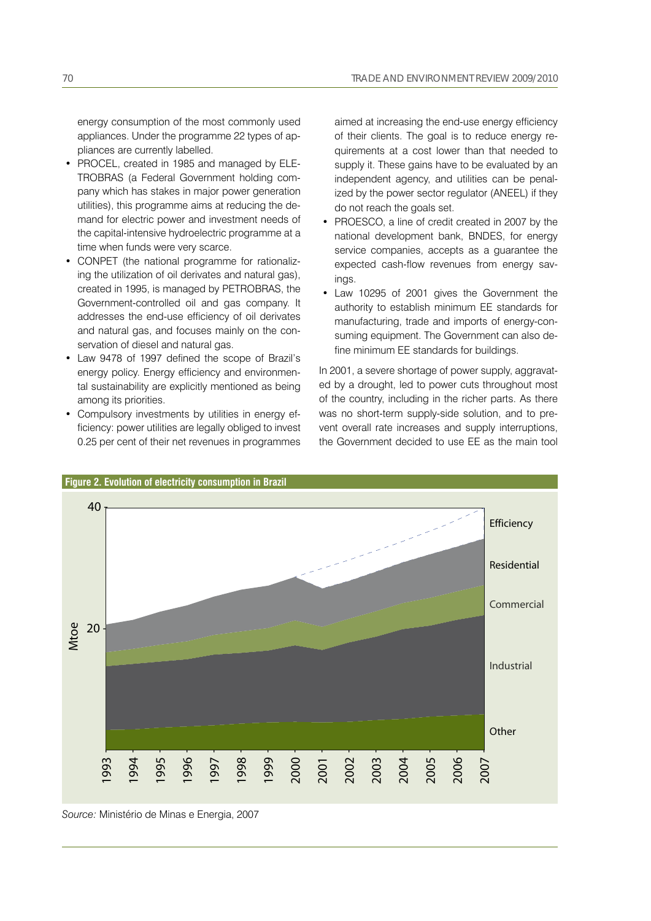energy consumption of the most commonly used appliances. Under the programme 22 types of appliances are currently labelled.

- PROCEL, created in 1985 and managed by ELETROBRAS (a Federal Government holding company which has stakes in major power generation utilities), this programme aims at reducing the demand for electric power and investment needs of the capital-intensive hydroelectric programme at a time when funds were very scarce.
- CONPET (the national programme for rationalizing the utilization of oil derivates and natural gas), created in 1995, is managed by PETROBRAS, the Government-controlled oil and gas company. It addresses the end-use efficiency of oil derivates and natural gas, and focuses mainly on the conservation of diesel and natural gas.
- Law 9478 of 1997 defined the scope of Brazil's energy policy. Energy efficiency and environmental sustainability are explicitly mentioned as being among its priorities.
- Compulsory investments by utilities in energy efficiency: power utilities are legally obliged to invest 0.25 per cent of their net revenues in programmes aimed at increasing the end-use energy efficiency of their clients. The goal is to reduce energy requirements at a cost lower than that needed to supply it. These gains have to be evaluated by an independent agency, and utilities can be penalized by the power sector regulator (ANEEL) if they do not reach the goals set.
- PROESCO, a line of credit created in 2007 by the national development bank, BNDES, for energy service companies, accepts as a guarantee the expected cash-flow revenues from energy savings.
- Law 10295 of 2001 gives the Government the authority to establish minimum EE standards for manufacturing, trade and imports of energy-consuming equipment. The Government can also define minimum EE standards for buildings.

In 2001, a severe shortage of power supply, aggravated by a drought, led to power cuts throughout most of the country, including in the richer parts. As there was no short-term supply-side solution, and to prevent overall rate increases and supply interruptions, the Government decided to use EE as the main tool

**Figure 2. Evolution of electricity consumption in Brazil**

*Source:* Ministério de Minas e Energia, 2007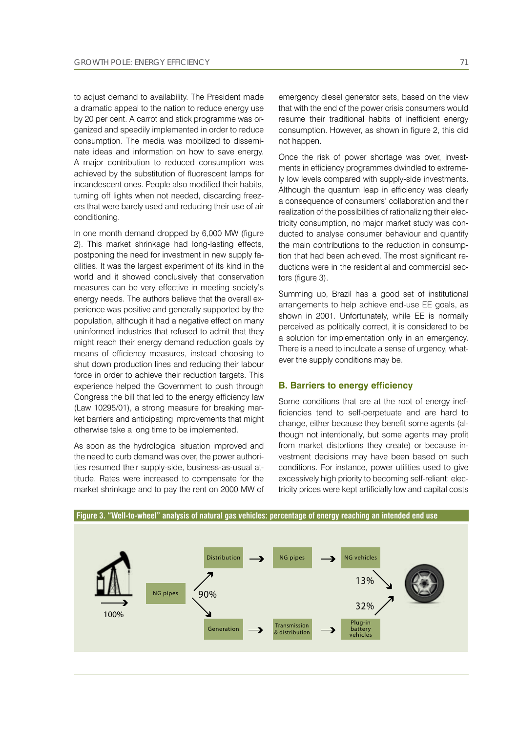to adjust demand to availability. The President made a dramatic appeal to the nation to reduce energy use by 20 per cent. A carrot and stick programme was organized and speedily implemented in order to reduce consumption. The media was mobilized to disseminate ideas and information on how to save energy. A major contribution to reduced consumption was achieved by the substitution of fluorescent lamps for incandescent ones. People also modified their habits, turning off lights when not needed, discarding freezers that were barely used and reducing their use of air conditioning.

In one month demand dropped by 6,000 MW (figure 2). This market shrinkage had long-lasting effects, postponing the need for investment in new supply facilities. It was the largest experiment of its kind in the world and it showed conclusively that conservation measures can be very effective in meeting society's energy needs. The authors believe that the overall experience was positive and generally supported by the population, although it had a negative effect on many uninformed industries that refused to admit that they might reach their energy demand reduction goals by means of efficiency measures, instead choosing to shut down production lines and reducing their labour force in order to achieve their reduction targets. This experience helped the Government to push through Congress the bill that led to the energy efficiency law (Law 10295/01), a strong measure for breaking market barriers and anticipating improvements that might otherwise take a long time to be implemented.

As soon as the hydrological situation improved and the need to curb demand was over, the power authorities resumed their supply-side, business-as-usual attitude. Rates were increased to compensate for the market shrinkage and to pay the rent on 2000 MW of emergency diesel generator sets, based on the view that with the end of the power crisis consumers would resume their traditional habits of inefficient energy consumption. However, as shown in figure 2, this did not happen.

Once the risk of power shortage was over, investments in efficiency programmes dwindled to extremely low levels compared with supply-side investments. Although the quantum leap in efficiency was clearly a consequence of consumers' collaboration and their realization of the possibilities of rationalizing their electricity consumption, no major market study was conducted to analyse consumer behaviour and quantify the main contributions to the reduction in consumption that had been achieved. The most significant reductions were in the residential and commercial sectors (figure 3).

Summing up, Brazil has a good set of institutional arrangements to help achieve end-use EE goals, as shown in 2001. Unfortunately, while EE is normally perceived as politically correct, it is considered to be a solution for implementation only in an emergency. There is a need to inculcate a sense of urgency, whatever the supply conditions may be.

### B. Barriers to energy efficiency

Some conditions that are at the root of energy inefficiencies tend to self-perpetuate and are hard to change, either because they benefit some agents (although not intentionally, but some agents may profit from market distortions they create) or because investment decisions may have been based on such conditions. For instance, power utilities used to give excessively high priority to becoming self-reliant: electricity prices were kept artificially low and capital costs

**Figure 3. "Well-to-wheel" analysis of natural gas vehicles: percentage of energy reaching an intended end use**

100% → NG pipes → 90% → Distribution → NG pipes → NG vehicles → 13%

100% → NG pipes → 90% → Generation → Transmission & distribution → Plug-in battery vehicles → 32%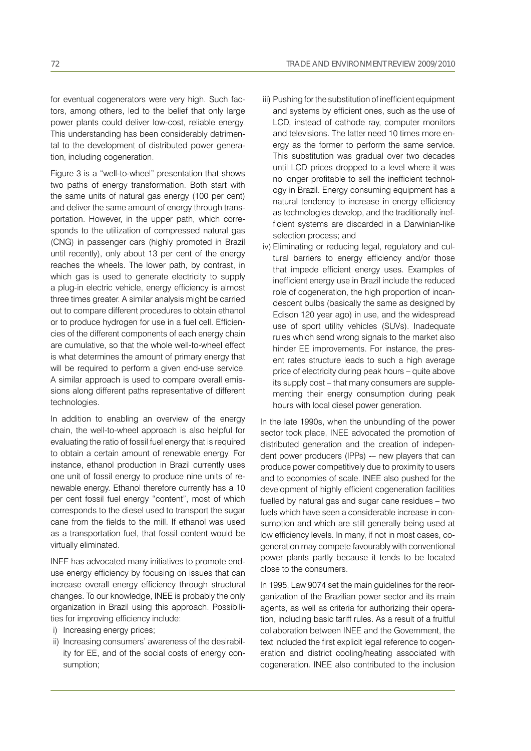for eventual cogenerators were very high. Such factors, among others, led to the belief that only large power plants could deliver low-cost, reliable energy. This understanding has been considerably detrimental to the development of distributed power generation, including cogeneration.

Figure 3 is a "well-to-wheel" presentation that shows two paths of energy transformation. Both start with the same units of natural gas energy (100 per cent) and deliver the same amount of energy through transportation. However, in the upper path, which corresponds to the utilization of compressed natural gas (CNG) in passenger cars (highly promoted in Brazil until recently), only about 13 per cent of the energy reaches the wheels. The lower path, by contrast, in which gas is used to generate electricity to supply a plug-in electric vehicle, energy efficiency is almost three times greater. A similar analysis might be carried out to compare different procedures to obtain ethanol or to produce hydrogen for use in a fuel cell. Efficiencies of the different components of each energy chain are cumulative, so that the whole well-to-wheel effect is what determines the amount of primary energy that will be required to perform a given end-use service. A similar approach is used to compare overall emissions along different paths representative of different technologies.

In addition to enabling an overview of the energy chain, the well-to-wheel approach is also helpful for evaluating the ratio of fossil fuel energy that is required to obtain a certain amount of renewable energy. For instance, ethanol production in Brazil currently uses one unit of fossil energy to produce nine units of renewable energy. Ethanol therefore currently has a 10 per cent fossil fuel energy "content", most of which corresponds to the diesel used to transport the sugar cane from the fields to the mill. If ethanol was used as a transportation fuel, that fossil content would be virtually eliminated.

INEE has advocated many initiatives to promote end-use energy efficiency by focusing on issues that can increase overall energy efficiency through structural changes. To our knowledge, INEE is probably the only organization in Brazil using this approach. Possibilities for improving efficiency include:

i) Increasing energy prices;
ii) Increasing consumers' awareness of the desirability for EE, and of the social costs of energy consumption;
iii) Pushing for the substitution of inefficient equipment and systems by efficient ones, such as the use of LCD, instead of cathode ray, computer monitors and televisions. The latter need 10 times more energy as the former to perform the same service. This substitution was gradual over two decades until LCD prices dropped to a level where it was no longer profitable to sell the inefficient technology in Brazil. Energy consuming equipment has a natural tendency to increase in energy efficiency as technologies develop, and the traditionally inefficient systems are discarded in a Darwinian-like selection process; and
iv) Eliminating or reducing legal, regulatory and cultural barriers to energy efficiency and/or those that impede efficient energy uses. Examples of inefficient energy use in Brazil include the reduced role of cogeneration, the high proportion of incandescent bulbs (basically the same as designed by Edison 120 year ago) in use, and the widespread use of sport utility vehicles (SUVs). Inadequate rules which send wrong signals to the market also hinder EE improvements. For instance, the present rates structure leads to such a high average price of electricity during peak hours – quite above its supply cost – that many consumers are supplementing their energy consumption during peak hours with local diesel power generation.

In the late 1990s, when the unbundling of the power sector took place, INEE advocated the promotion of distributed generation and the creation of independent power producers (IPPs) -– new players that can produce power competitively due to proximity to users and to economies of scale. INEE also pushed for the development of highly efficient cogeneration facilities fuelled by natural gas and sugar cane residues – two fuels which have seen a considerable increase in consumption and which are still generally being used at low efficiency levels. In many, if not in most cases, cogeneration may compete favourably with conventional power plants partly because it tends to be located close to the consumers.

In 1995, Law 9074 set the main guidelines for the reorganization of the Brazilian power sector and its main agents, as well as criteria for authorizing their operation, including basic tariff rules. As a result of a fruitful collaboration between INEE and the Government, the text included the first explicit legal reference to cogeneration and district cooling/heating associated with cogeneration. INEE also contributed to the inclusion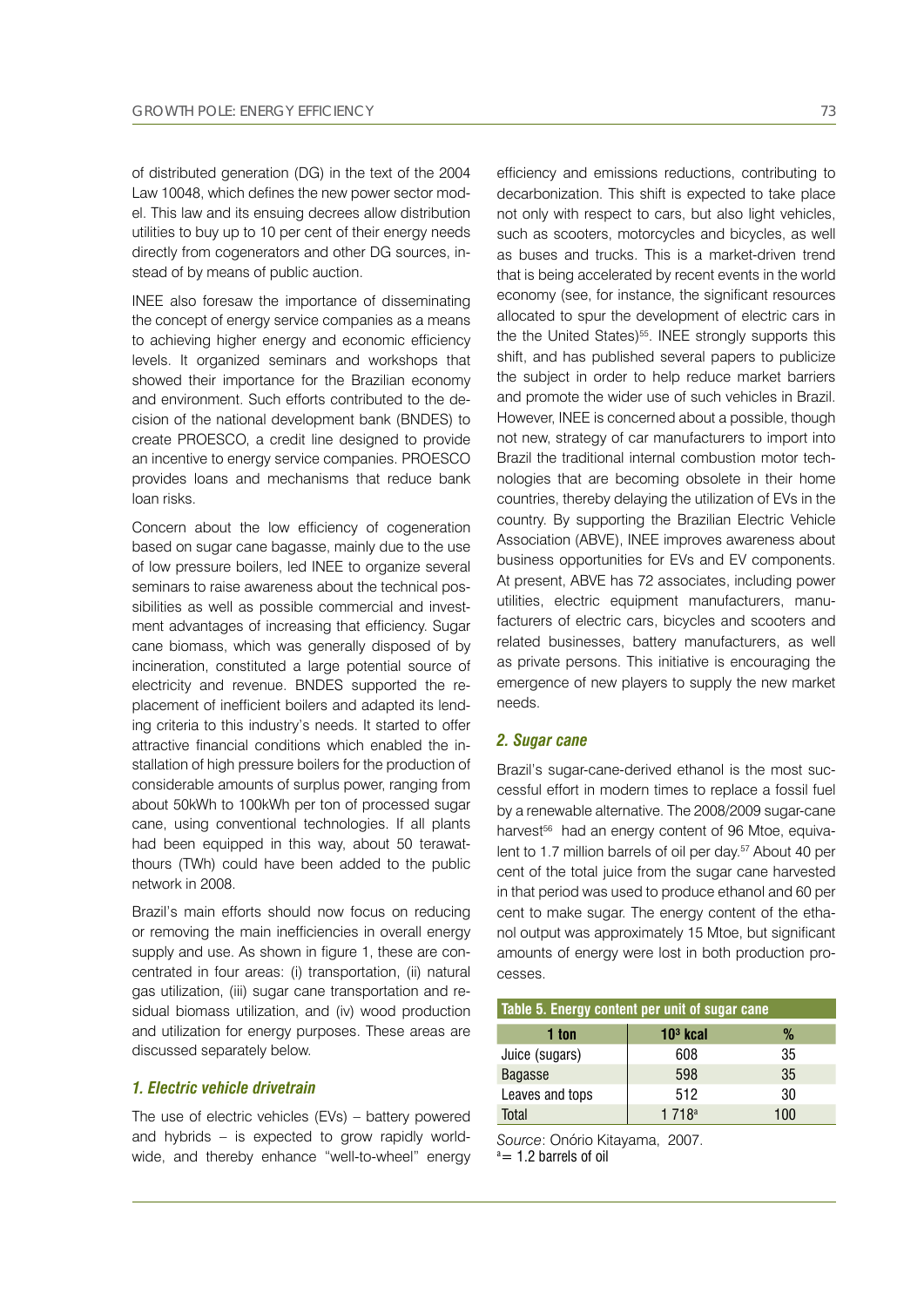of distributed generation (DG) in the text of the 2004 Law 10048, which defines the new power sector model. This law and its ensuing decrees allow distribution utilities to buy up to 10 per cent of their energy needs directly from cogenerators and other DG sources, instead of by means of public auction.

INEE also foresaw the importance of disseminating the concept of energy service companies as a means to achieving higher energy and economic efficiency levels. It organized seminars and workshops that showed their importance for the Brazilian economy and environment. Such efforts contributed to the decision of the national development bank (BNDES) to create PROESCO, a credit line designed to provide an incentive to energy service companies. PROESCO provides loans and mechanisms that reduce bank loan risks.

Concern about the low efficiency of cogeneration based on sugar cane bagasse, mainly due to the use of low pressure boilers, led INEE to organize several seminars to raise awareness about the technical possibilities as well as possible commercial and investment advantages of increasing that efficiency. Sugar cane biomass, which was generally disposed of by incineration, constituted a large potential source of electricity and revenue. BNDES supported the replacement of inefficient boilers and adapted its lending criteria to this industry's needs. It started to offer attractive financial conditions which enabled the installation of high pressure boilers for the production of considerable amounts of surplus power, ranging from about 50kWh to 100kWh per ton of processed sugar cane, using conventional technologies. If all plants had been equipped in this way, about 50 terawatthours (TWh) could have been added to the public network in 2008.

Brazil's main efforts should now focus on reducing or removing the main inefficiencies in overall energy supply and use. As shown in figure 1, these are concentrated in four areas: (i) transportation, (ii) natural gas utilization, (iii) sugar cane transportation and residual biomass utilization, and (iv) wood production and utilization for energy purposes. These areas are discussed separately below.

### *1. Electric vehicle drivetrain*

The use of electric vehicles (EVs) – battery powered and hybrids – is expected to grow rapidly worldwide, and thereby enhance "well-to-wheel" energy efficiency and emissions reductions, contributing to decarbonization. This shift is expected to take place not only with respect to cars, but also light vehicles, such as scooters, motorcycles and bicycles, as well as buses and trucks. This is a market-driven trend that is being accelerated by recent events in the world economy (see, for instance, the significant resources allocated to spur the development of electric cars in the the United States)[55]. INEE strongly supports this shift, and has published several papers to publicize the subject in order to help reduce market barriers and promote the wider use of such vehicles in Brazil. However, INEE is concerned about a possible, though not new, strategy of car manufacturers to import into Brazil the traditional internal combustion motor technologies that are becoming obsolete in their home countries, thereby delaying the utilization of EVs in the country. By supporting the Brazilian Electric Vehicle Association (ABVE), INEE improves awareness about business opportunities for EVs and EV components. At present, ABVE has 72 associates, including power utilities, electric equipment manufacturers, manufacturers of electric cars, bicycles and scooters and related businesses, battery manufacturers, as well as private persons. This initiative is encouraging the emergence of new players to supply the new market needs.

### *2. Sugar cane*

Brazil's sugar-cane-derived ethanol is the most successful effort in modern times to replace a fossil fuel by a renewable alternative. The 2008/2009 sugar-cane harvest[56] had an energy content of 96 Mtoe, equivalent to 1.7 million barrels of oil per day.[57] About 40 per cent of the total juice from the sugar cane harvested in that period was used to produce ethanol and 60 per cent to make sugar. The energy content of the ethanol output was approximately 15 Mtoe, but significant amounts of energy were lost in both production processes.

**Table 5. Energy content per unit of sugar cane**

| 1 ton | $10^3$ kcal | % |
|---|---|---|
| Juice (sugars) | 608 | 35 |
| Bagasse | 598 | 35 |
| Leaves and tops | 512 | 30 |
| Total | 1 718[a] | 100 |

*Source*: Onório Kitayama, 2007.
[a]= 1.2 barrels of oil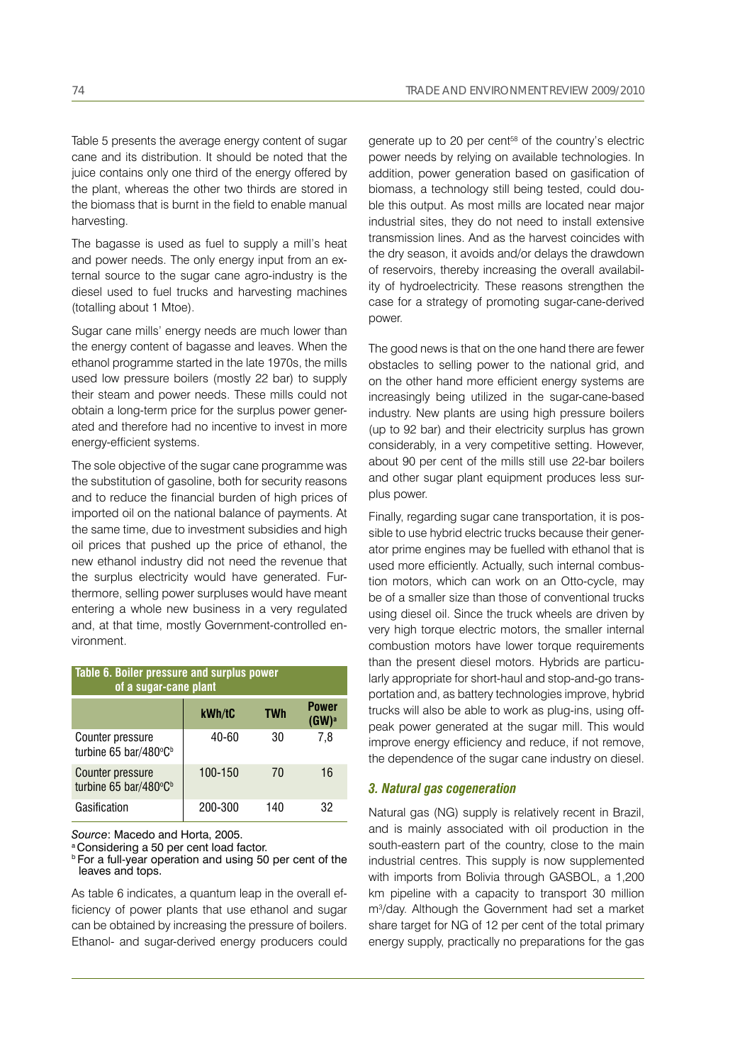Table 5 presents the average energy content of sugar cane and its distribution. It should be noted that the juice contains only one third of the energy offered by the plant, whereas the other two thirds are stored in the biomass that is burnt in the field to enable manual harvesting.

The bagasse is used as fuel to supply a mill's heat and power needs. The only energy input from an external source to the sugar cane agro-industry is the diesel used to fuel trucks and harvesting machines (totalling about 1 Mtoe).

Sugar cane mills' energy needs are much lower than the energy content of bagasse and leaves. When the ethanol programme started in the late 1970s, the mills used low pressure boilers (mostly 22 bar) to supply their steam and power needs. These mills could not obtain a long-term price for the surplus power generated and therefore had no incentive to invest in more energy-efficient systems.

The sole objective of the sugar cane programme was the substitution of gasoline, both for security reasons and to reduce the financial burden of high prices of imported oil on the national balance of payments. At the same time, due to investment subsidies and high oil prices that pushed up the price of ethanol, the new ethanol industry did not need the revenue that the surplus electricity would have generated. Furthermore, selling power surpluses would have meant entering a whole new business in a very regulated and, at that time, mostly Government-controlled environment.

**Table 6. Boiler pressure and surplus power of a sugar-cane plant**

| | kWh/tC | TWh | Power (GW)[a] |
|---|---|---|---|
| Counter pressure turbine 65 bar/480°C[b] | 40-60 | 30 | 7,8 |
| Counter pressure turbine 65 bar/480°C[b] | 100-150 | 70 | 16 |
| Gasification | 200-300 | 140 | 32 |

*Source*: Macedo and Horta, 2005.

[a] Considering a 50 per cent load factor.

[b] For a full-year operation and using 50 per cent of the leaves and tops.

As table 6 indicates, a quantum leap in the overall efficiency of power plants that use ethanol and sugar can be obtained by increasing the pressure of boilers. Ethanol- and sugar-derived energy producers could generate up to 20 per cent[58] of the country's electric power needs by relying on available technologies. In addition, power generation based on gasification of biomass, a technology still being tested, could double this output. As most mills are located near major industrial sites, they do not need to install extensive transmission lines. And as the harvest coincides with the dry season, it avoids and/or delays the drawdown of reservoirs, thereby increasing the overall availability of hydroelectricity. These reasons strengthen the case for a strategy of promoting sugar-cane-derived power.

The good news is that on the one hand there are fewer obstacles to selling power to the national grid, and on the other hand more efficient energy systems are increasingly being utilized in the sugar-cane-based industry. New plants are using high pressure boilers (up to 92 bar) and their electricity surplus has grown considerably, in a very competitive setting. However, about 90 per cent of the mills still use 22-bar boilers and other sugar plant equipment produces less surplus power.

Finally, regarding sugar cane transportation, it is possible to use hybrid electric trucks because their generator prime engines may be fuelled with ethanol that is used more efficiently. Actually, such internal combustion motors, which can work on an Otto-cycle, may be of a smaller size than those of conventional trucks using diesel oil. Since the truck wheels are driven by very high torque electric motors, the smaller internal combustion motors have lower torque requirements than the present diesel motors. Hybrids are particularly appropriate for short-haul and stop-and-go transportation and, as battery technologies improve, hybrid trucks will also be able to work as plug-ins, using off-peak power generated at the sugar mill. This would improve energy efficiency and reduce, if not remove, the dependence of the sugar cane industry on diesel.

### *3. Natural gas cogeneration*

Natural gas (NG) supply is relatively recent in Brazil, and is mainly associated with oil production in the south-eastern part of the country, close to the main industrial centres. This supply is now supplemented with imports from Bolivia through GASBOL, a 1,200 km pipeline with a capacity to transport 30 million $m^3$/day. Although the Government had set a market share target for NG of 12 per cent of the total primary energy supply, practically no preparations for the gas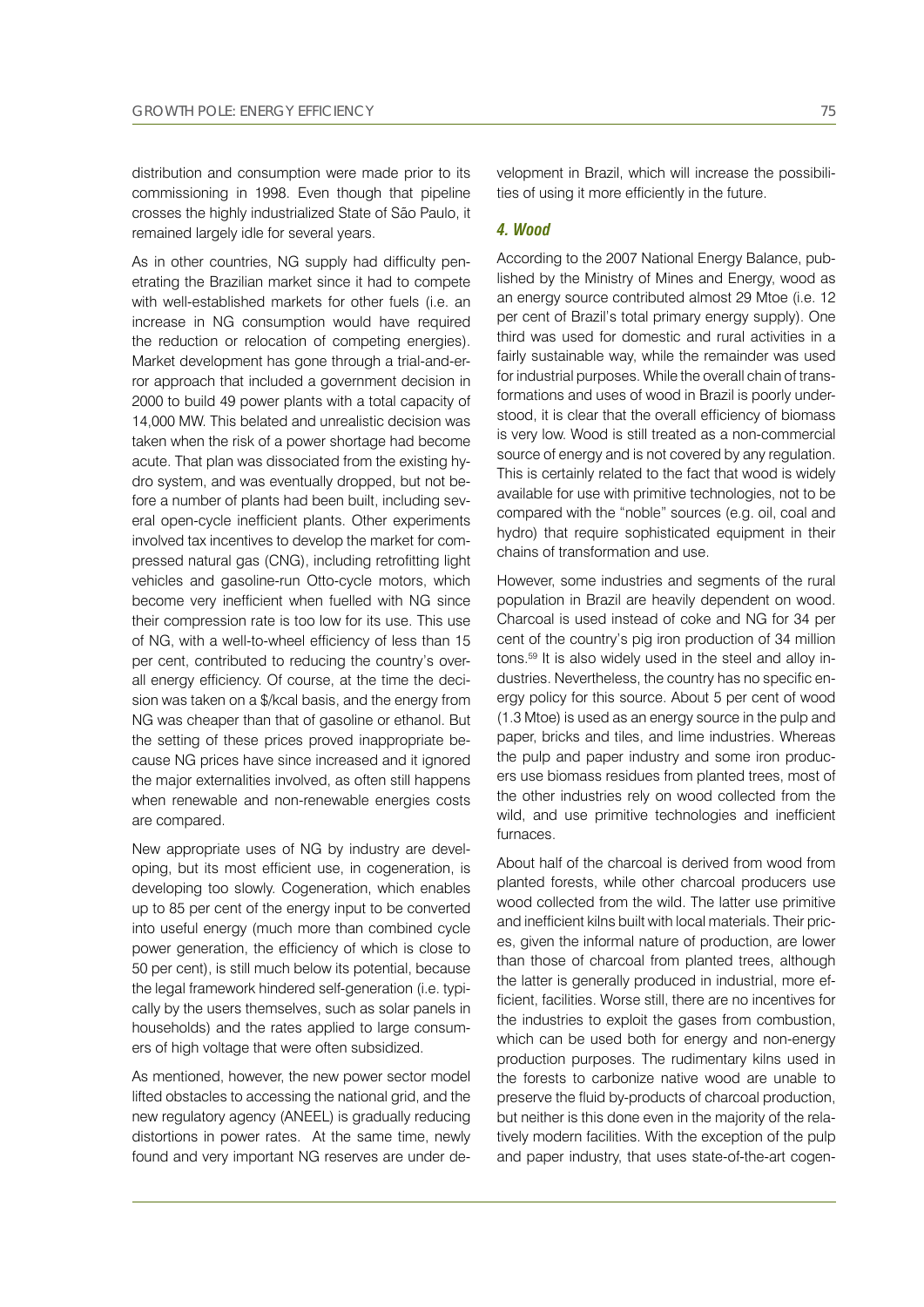distribution and consumption were made prior to its commissioning in 1998. Even though that pipeline crosses the highly industrialized State of São Paulo, it remained largely idle for several years.

As in other countries, NG supply had difficulty penetrating the Brazilian market since it had to compete with well-established markets for other fuels (i.e. an increase in NG consumption would have required the reduction or relocation of competing energies). Market development has gone through a trial-and-error approach that included a government decision in 2000 to build 49 power plants with a total capacity of 14,000 MW. This belated and unrealistic decision was taken when the risk of a power shortage had become acute. That plan was dissociated from the existing hydro system, and was eventually dropped, but not before a number of plants had been built, including several open-cycle inefficient plants. Other experiments involved tax incentives to develop the market for compressed natural gas (CNG), including retrofitting light vehicles and gasoline-run Otto-cycle motors, which become very inefficient when fuelled with NG since their compression rate is too low for its use. This use of NG, with a well-to-wheel efficiency of less than 15 per cent, contributed to reducing the country's overall energy efficiency. Of course, at the time the decision was taken on a $/kcal basis, and the energy from NG was cheaper than that of gasoline or ethanol. But the setting of these prices proved inappropriate because NG prices have since increased and it ignored the major externalities involved, as often still happens when renewable and non-renewable energies costs are compared.

New appropriate uses of NG by industry are developing, but its most efficient use, in cogeneration, is developing too slowly. Cogeneration, which enables up to 85 per cent of the energy input to be converted into useful energy (much more than combined cycle power generation, the efficiency of which is close to 50 per cent), is still much below its potential, because the legal framework hindered self-generation (i.e. typically by the users themselves, such as solar panels in households) and the rates applied to large consumers of high voltage that were often subsidized.

As mentioned, however, the new power sector model lifted obstacles to accessing the national grid, and the new regulatory agency (ANEEL) is gradually reducing distortions in power rates. At the same time, newly found and very important NG reserves are under development in Brazil, which will increase the possibilities of using it more efficiently in the future.

### *4. Wood*

According to the 2007 National Energy Balance, published by the Ministry of Mines and Energy, wood as an energy source contributed almost 29 Mtoe (i.e. 12 per cent of Brazil's total primary energy supply). One third was used for domestic and rural activities in a fairly sustainable way, while the remainder was used for industrial purposes. While the overall chain of transformations and uses of wood in Brazil is poorly understood, it is clear that the overall efficiency of biomass is very low. Wood is still treated as a non-commercial source of energy and is not covered by any regulation. This is certainly related to the fact that wood is widely available for use with primitive technologies, not to be compared with the "noble" sources (e.g. oil, coal and hydro) that require sophisticated equipment in their chains of transformation and use.

However, some industries and segments of the rural population in Brazil are heavily dependent on wood. Charcoal is used instead of coke and NG for 34 per cent of the country's pig iron production of 34 million tons.[59] It is also widely used in the steel and alloy industries. Nevertheless, the country has no specific energy policy for this source. About 5 per cent of wood (1.3 Mtoe) is used as an energy source in the pulp and paper, bricks and tiles, and lime industries. Whereas the pulp and paper industry and some iron producers use biomass residues from planted trees, most of the other industries rely on wood collected from the wild, and use primitive technologies and inefficient furnaces.

About half of the charcoal is derived from wood from planted forests, while other charcoal producers use wood collected from the wild. The latter use primitive and inefficient kilns built with local materials. Their prices, given the informal nature of production, are lower than those of charcoal from planted trees, although the latter is generally produced in industrial, more efficient, facilities. Worse still, there are no incentives for the industries to exploit the gases from combustion, which can be used both for energy and non-energy production purposes. The rudimentary kilns used in the forests to carbonize native wood are unable to preserve the fluid by-products of charcoal production, but neither is this done even in the majority of the relatively modern facilities. With the exception of the pulp and paper industry, that uses state-of-the-art cogen-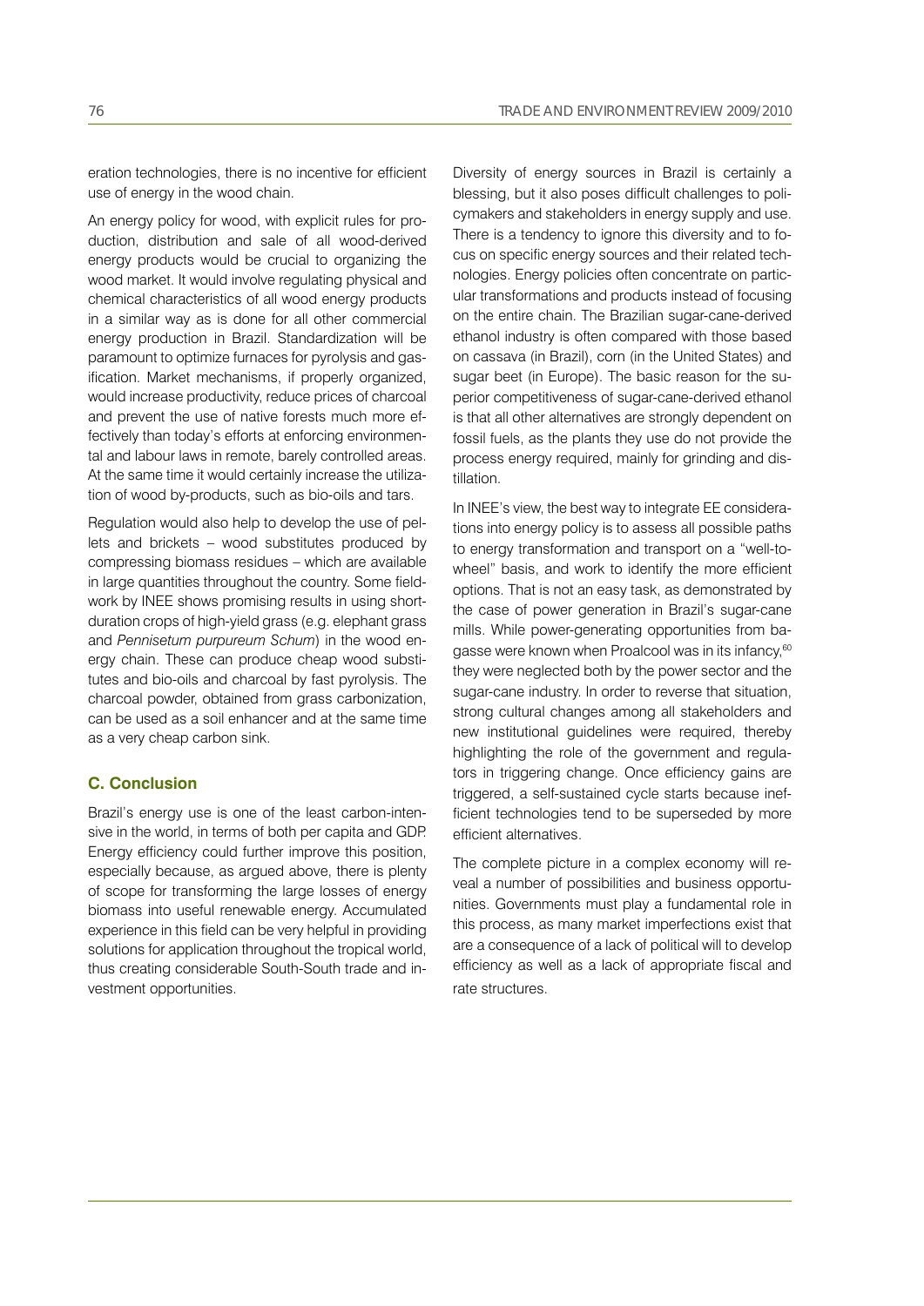eration technologies, there is no incentive for efficient use of energy in the wood chain.

An energy policy for wood, with explicit rules for production, distribution and sale of all wood-derived energy products would be crucial to organizing the wood market. It would involve regulating physical and chemical characteristics of all wood energy products in a similar way as is done for all other commercial energy production in Brazil. Standardization will be paramount to optimize furnaces for pyrolysis and gasification. Market mechanisms, if properly organized, would increase productivity, reduce prices of charcoal and prevent the use of native forests much more effectively than today's efforts at enforcing environmental and labour laws in remote, barely controlled areas. At the same time it would certainly increase the utilization of wood by-products, such as bio-oils and tars.

Regulation would also help to develop the use of pellets and brickets – wood substitutes produced by compressing biomass residues – which are available in large quantities throughout the country. Some fieldwork by INEE shows promising results in using short-duration crops of high-yield grass (e.g. elephant grass and *Pennisetum purpureum Schum*) in the wood energy chain. These can produce cheap wood substitutes and bio-oils and charcoal by fast pyrolysis. The charcoal powder, obtained from grass carbonization, can be used as a soil enhancer and at the same time as a very cheap carbon sink.

## C. Conclusion

Brazil's energy use is one of the least carbon-intensive in the world, in terms of both per capita and GDP. Energy efficiency could further improve this position, especially because, as argued above, there is plenty of scope for transforming the large losses of energy biomass into useful renewable energy. Accumulated experience in this field can be very helpful in providing solutions for application throughout the tropical world, thus creating considerable South-South trade and investment opportunities.

Diversity of energy sources in Brazil is certainly a blessing, but it also poses difficult challenges to policymakers and stakeholders in energy supply and use. There is a tendency to ignore this diversity and to focus on specific energy sources and their related technologies. Energy policies often concentrate on particular transformations and products instead of focusing on the entire chain. The Brazilian sugar-cane-derived ethanol industry is often compared with those based on cassava (in Brazil), corn (in the United States) and sugar beet (in Europe). The basic reason for the superior competitiveness of sugar-cane-derived ethanol is that all other alternatives are strongly dependent on fossil fuels, as the plants they use do not provide the process energy required, mainly for grinding and distillation.

In INEE's view, the best way to integrate EE considerations into energy policy is to assess all possible paths to energy transformation and transport on a "well-to-wheel" basis, and work to identify the more efficient options. That is not an easy task, as demonstrated by the case of power generation in Brazil's sugar-cane mills. While power-generating opportunities from bagasse were known when Proalcool was in its infancy,[60] they were neglected both by the power sector and the sugar-cane industry. In order to reverse that situation, strong cultural changes among all stakeholders and new institutional guidelines were required, thereby highlighting the role of the government and regulators in triggering change. Once efficiency gains are triggered, a self-sustained cycle starts because inefficient technologies tend to be superseded by more efficient alternatives.

The complete picture in a complex economy will reveal a number of possibilities and business opportunities. Governments must play a fundamental role in this process, as many market imperfections exist that are a consequence of a lack of political will to develop efficiency as well as a lack of appropriate fiscal and rate structures.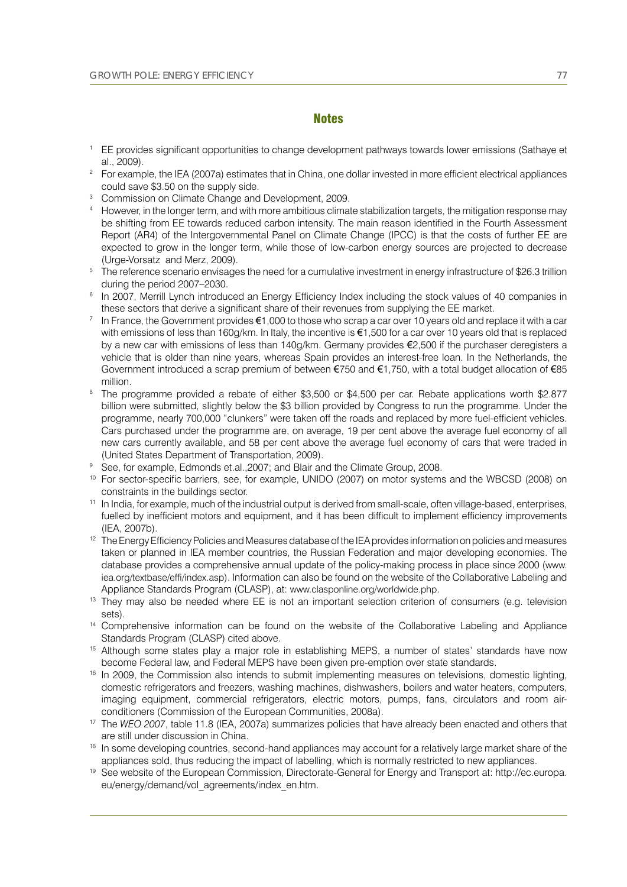## Notes

[1] EE provides significant opportunities to change development pathways towards lower emissions (Sathaye et al., 2009).

[2] For example, the IEA (2007a) estimates that in China, one dollar invested in more efficient electrical appliances could save $3.50 on the supply side.

[3] Commission on Climate Change and Development, 2009.

[4] However, in the longer term, and with more ambitious climate stabilization targets, the mitigation response may be shifting from EE towards reduced carbon intensity. The main reason identified in the Fourth Assessment Report (AR4) of the Intergovernmental Panel on Climate Change (IPCC) is that the costs of further EE are expected to grow in the longer term, while those of low-carbon energy sources are projected to decrease (Urge-Vorsatz and Merz, 2009).

[5] The reference scenario envisages the need for a cumulative investment in energy infrastructure of $26.3 trillion during the period 2007–2030.

[6] In 2007, Merrill Lynch introduced an Energy Efficiency Index including the stock values of 40 companies in these sectors that derive a significant share of their revenues from supplying the EE market.

[7] In France, the Government provides €1,000 to those who scrap a car over 10 years old and replace it with a car with emissions of less than 160g/km. In Italy, the incentive is €1,500 for a car over 10 years old that is replaced by a new car with emissions of less than 140g/km. Germany provides €2,500 if the purchaser deregisters a vehicle that is older than nine years, whereas Spain provides an interest-free loan. In the Netherlands, the Government introduced a scrap premium of between €750 and €1,750, with a total budget allocation of €85 million.

[8] The programme provided a rebate of either $3,500 or $4,500 per car. Rebate applications worth $2.877 billion were submitted, slightly below the $3 billion provided by Congress to run the programme. Under the programme, nearly 700,000 "clunkers" were taken off the roads and replaced by more fuel-efficient vehicles. Cars purchased under the programme are, on average, 19 per cent above the average fuel economy of all new cars currently available, and 58 per cent above the average fuel economy of cars that were traded in (United States Department of Transportation, 2009).

[9] See, for example, Edmonds et.al.,2007; and Blair and the Climate Group, 2008.

[10] For sector-specific barriers, see, for example, UNIDO (2007) on motor systems and the WBCSD (2008) on constraints in the buildings sector.

[11] In India, for example, much of the industrial output is derived from small-scale, often village-based, enterprises, fuelled by inefficient motors and equipment, and it has been difficult to implement efficiency improvements (IEA, 2007b).

[12] The Energy Efficiency Policies and Measures database of the IEA provides information on policies and measures taken or planned in IEA member countries, the Russian Federation and major developing economies. The database provides a comprehensive annual update of the policy-making process in place since 2000 (www.iea.org/textbase/effi/index.asp). Information can also be found on the website of the Collaborative Labeling and Appliance Standards Program (CLASP), at: www.clasponline.org/worldwide.php.

[13] They may also be needed where EE is not an important selection criterion of consumers (e.g. television sets).

[14] Comprehensive information can be found on the website of the Collaborative Labeling and Appliance Standards Program (CLASP) cited above.

[15] Although some states play a major role in establishing MEPS, a number of states' standards have now become Federal law, and Federal MEPS have been given pre-emption over state standards.

[16] In 2009, the Commission also intends to submit implementing measures on televisions, domestic lighting, domestic refrigerators and freezers, washing machines, dishwashers, boilers and water heaters, computers, imaging equipment, commercial refrigerators, electric motors, pumps, fans, circulators and room air-conditioners (Commission of the European Communities, 2008a).

[17] The *WEO 2007*, table 11.8 (IEA, 2007a) summarizes policies that have already been enacted and others that are still under discussion in China.

[18] In some developing countries, second-hand appliances may account for a relatively large market share of the appliances sold, thus reducing the impact of labelling, which is normally restricted to new appliances.

[19] See website of the European Commission, Directorate-General for Energy and Transport at: http://ec.europa.eu/energy/demand/vol_agreements/index_en.htm.